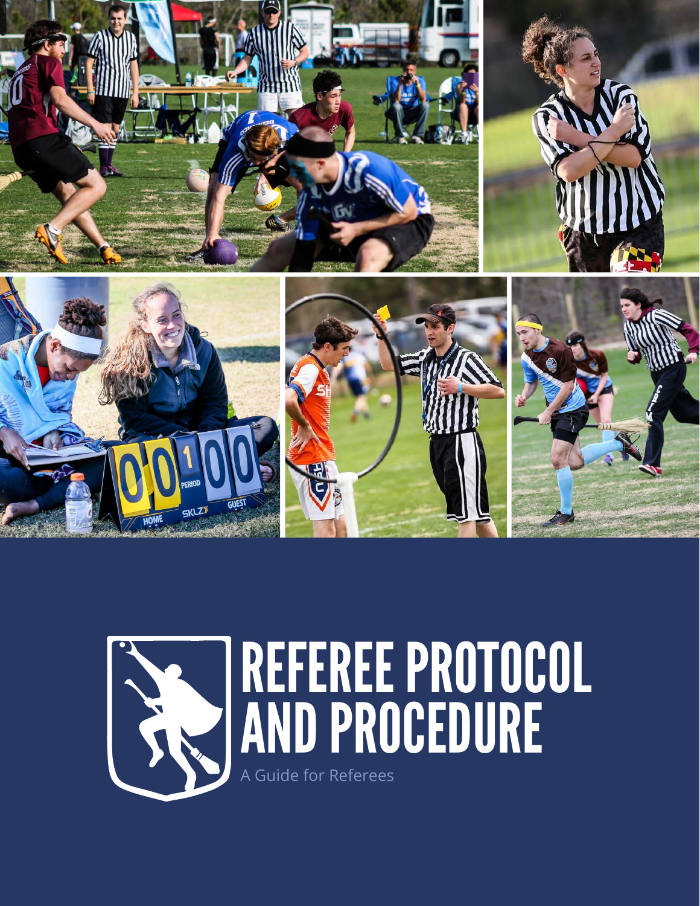# REFEREE PROTOCOL AND PROCEDURE

A Guide for Referees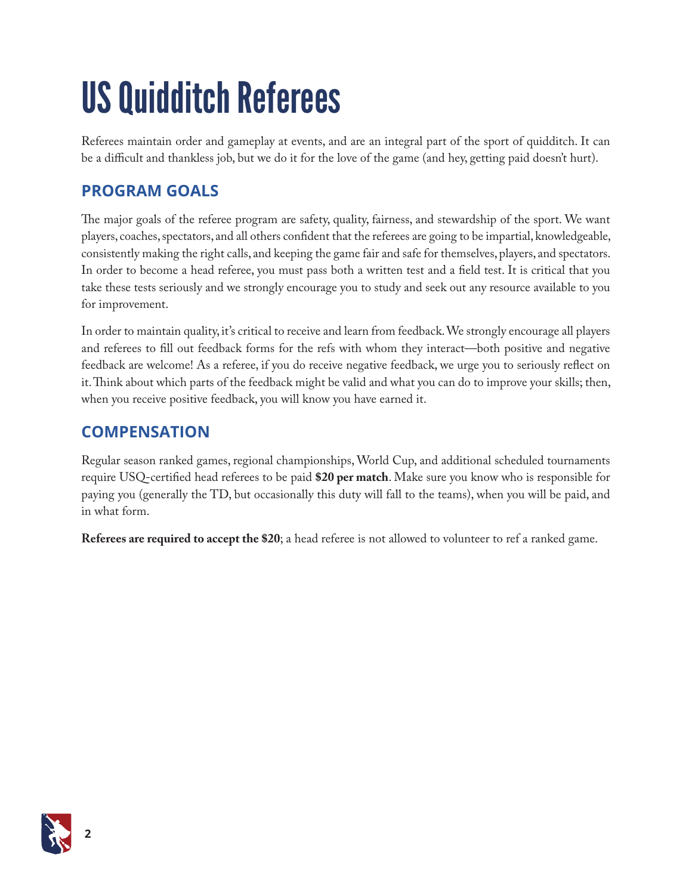# US Quidditch Referees

Referees maintain order and gameplay at events, and are an integral part of the sport of quidditch. It can be a difficult and thankless job, but we do it for the love of the game (and hey, getting paid doesn't hurt).

## PROGRAM GOALS

The major goals of the referee program are safety, quality, fairness, and stewardship of the sport. We want players, coaches, spectators, and all others confident that the referees are going to be impartial, knowledgeable, consistently making the right calls, and keeping the game fair and safe for themselves, players, and spectators. In order to become a head referee, you must pass both a written test and a field test. It is critical that you take these tests seriously and we strongly encourage you to study and seek out any resource available to you for improvement.

In order to maintain quality, it's critical to receive and learn from feedback. We strongly encourage all players and referees to fill out feedback forms for the refs with whom they interact—both positive and negative feedback are welcome! As a referee, if you do receive negative feedback, we urge you to seriously reflect on it. Think about which parts of the feedback might be valid and what you can do to improve your skills; then, when you receive positive feedback, you will know you have earned it.

## COMPENSATION

Regular season ranked games, regional championships, World Cup, and additional scheduled tournaments require USQ-certified head referees to be paid **$20 per match**. Make sure you know who is responsible for paying you (generally the TD, but occasionally this duty will fall to the teams), when you will be paid, and in what form.

**Referees are required to accept the $20**; a head referee is not allowed to volunteer to ref a ranked game.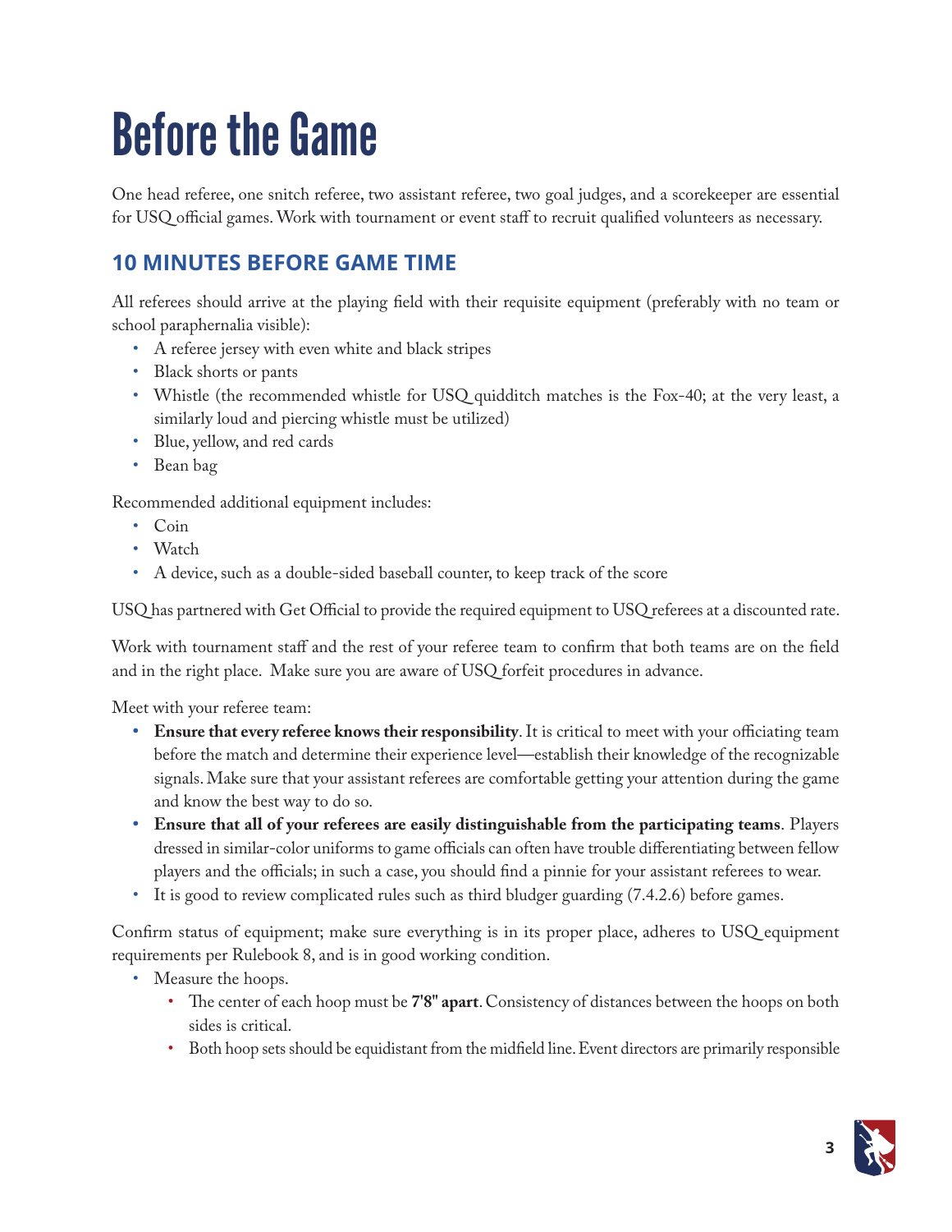# Before the Game

One head referee, one snitch referee, two assistant referee, two goal judges, and a scorekeeper are essential for USQ official games. Work with tournament or event staff to recruit qualified volunteers as necessary.

## 10 MINUTES BEFORE GAME TIME

All referees should arrive at the playing field with their requisite equipment (preferably with no team or school paraphernalia visible):

- A referee jersey with even white and black stripes
- Black shorts or pants
- Whistle (the recommended whistle for USQ quidditch matches is the Fox-40; at the very least, a similarly loud and piercing whistle must be utilized)
- Blue, yellow, and red cards
- Bean bag

Recommended additional equipment includes:

- Coin
- Watch
- A device, such as a double-sided baseball counter, to keep track of the score

USQ has partnered with Get Official to provide the required equipment to USQ referees at a discounted rate.

Work with tournament staff and the rest of your referee team to confirm that both teams are on the field and in the right place. Make sure you are aware of USQ forfeit procedures in advance.

Meet with your referee team:

- **Ensure that every referee knows their responsibility**. It is critical to meet with your officiating team before the match and determine their experience level—establish their knowledge of the recognizable signals. Make sure that your assistant referees are comfortable getting your attention during the game and know the best way to do so.
- **Ensure that all of your referees are easily distinguishable from the participating teams**. Players dressed in similar-color uniforms to game officials can often have trouble differentiating between fellow players and the officials; in such a case, you should find a pinnie for your assistant referees to wear.
- It is good to review complicated rules such as third bludger guarding (7.4.2.6) before games.

Confirm status of equipment; make sure everything is in its proper place, adheres to USQ equipment requirements per Rulebook 8, and is in good working condition.

- Measure the hoops.
  - The center of each hoop must be **7'8" apart**. Consistency of distances between the hoops on both sides is critical.
  - Both hoop sets should be equidistant from the midfield line. Event directors are primarily responsible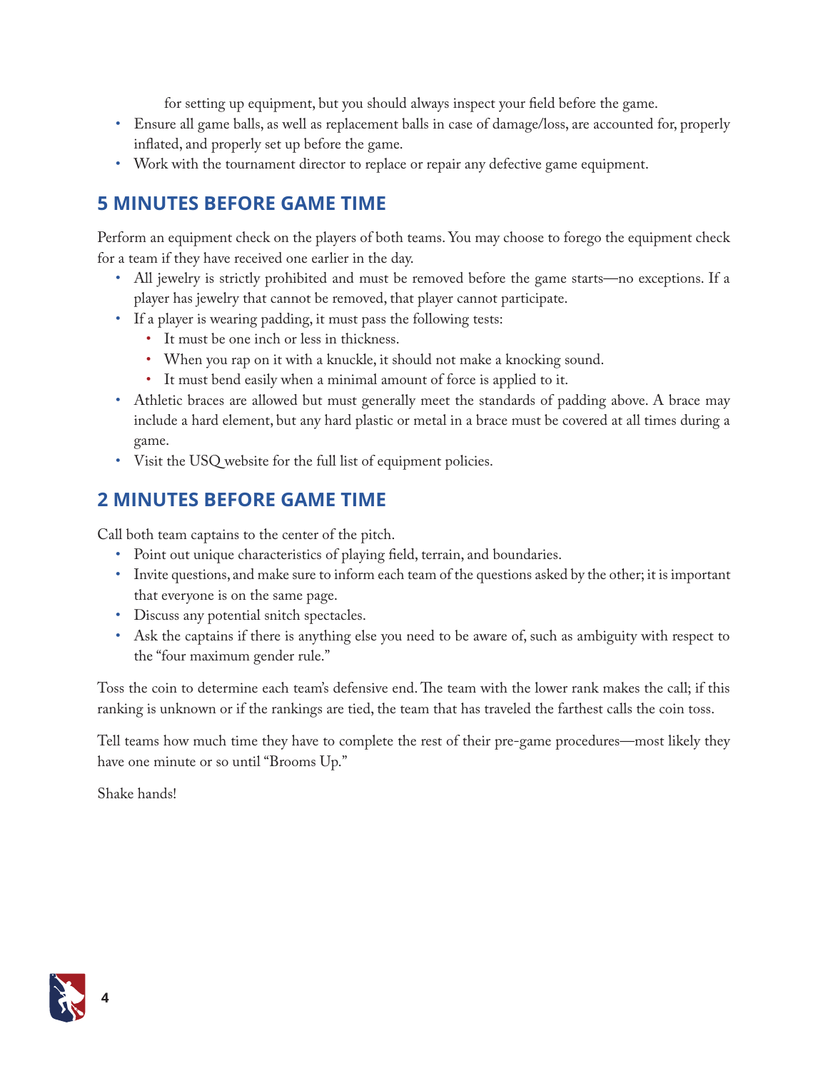for setting up equipment, but you should always inspect your field before the game.

- Ensure all game balls, as well as replacement balls in case of damage/loss, are accounted for, properly inflated, and properly set up before the game.
- Work with the tournament director to replace or repair any defective game equipment.

## 5 MINUTES BEFORE GAME TIME

Perform an equipment check on the players of both teams. You may choose to forego the equipment check for a team if they have received one earlier in the day.

- All jewelry is strictly prohibited and must be removed before the game starts—no exceptions. If a player has jewelry that cannot be removed, that player cannot participate.
- If a player is wearing padding, it must pass the following tests:
  - It must be one inch or less in thickness.
  - When you rap on it with a knuckle, it should not make a knocking sound.
  - It must bend easily when a minimal amount of force is applied to it.
- Athletic braces are allowed but must generally meet the standards of padding above. A brace may include a hard element, but any hard plastic or metal in a brace must be covered at all times during a game.
- Visit the USQ website for the full list of equipment policies.

## 2 MINUTES BEFORE GAME TIME

Call both team captains to the center of the pitch.

- Point out unique characteristics of playing field, terrain, and boundaries.
- Invite questions, and make sure to inform each team of the questions asked by the other; it is important that everyone is on the same page.
- Discuss any potential snitch spectacles.
- Ask the captains if there is anything else you need to be aware of, such as ambiguity with respect to the "four maximum gender rule."

Toss the coin to determine each team's defensive end. The team with the lower rank makes the call; if this ranking is unknown or if the rankings are tied, the team that has traveled the farthest calls the coin toss.

Tell teams how much time they have to complete the rest of their pre-game procedures—most likely they have one minute or so until "Brooms Up."

Shake hands!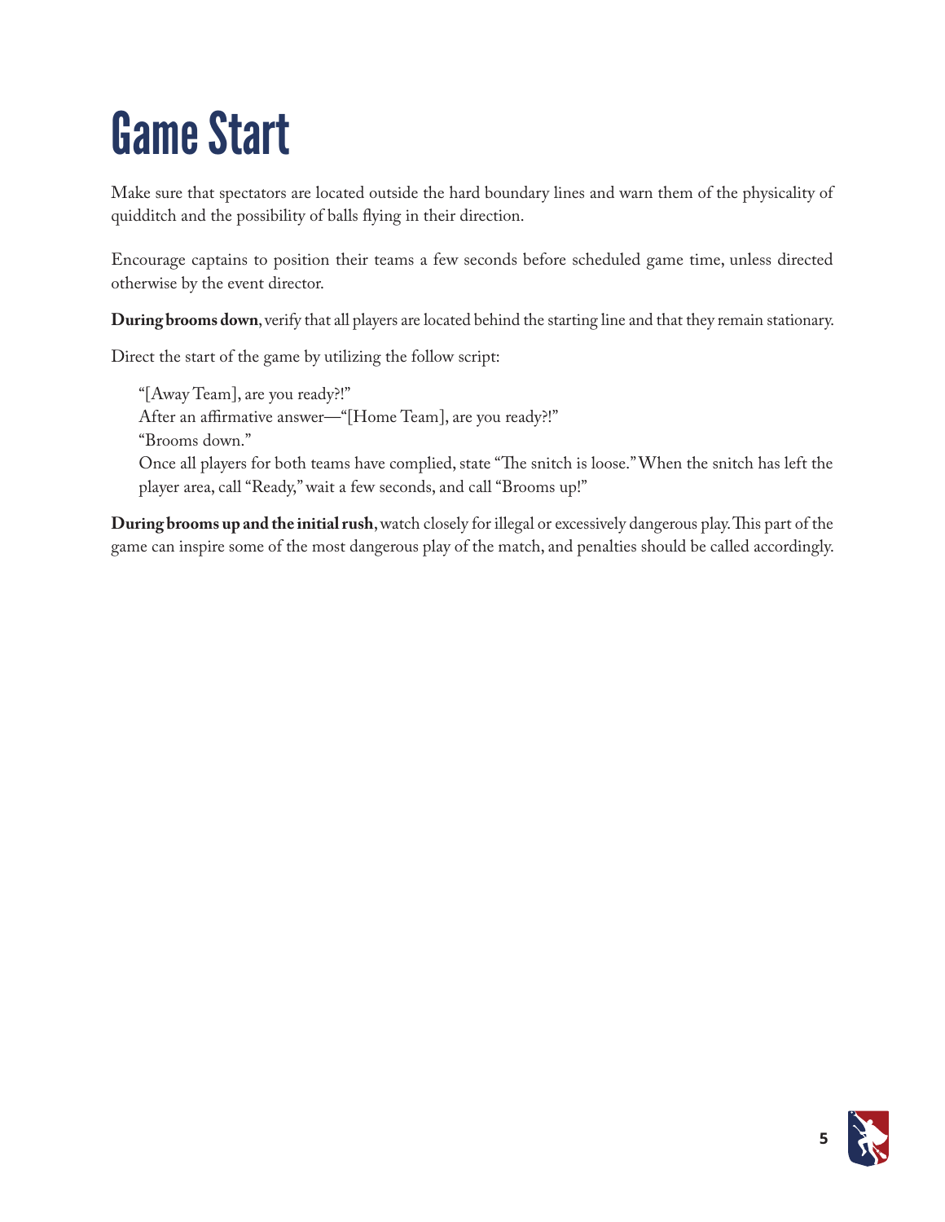# Game Start

Make sure that spectators are located outside the hard boundary lines and warn them of the physicality of quidditch and the possibility of balls flying in their direction.

Encourage captains to position their teams a few seconds before scheduled game time, unless directed otherwise by the event director.

**During brooms down**, verify that all players are located behind the starting line and that they remain stationary.

Direct the start of the game by utilizing the follow script:

> "[Away Team], are you ready?!"
> After an affirmative answer—"[Home Team], are you ready?!"
> "Brooms down."
> Once all players for both teams have complied, state "The snitch is loose." When the snitch has left the player area, call "Ready," wait a few seconds, and call "Brooms up!"

**During brooms up and the initial rush**, watch closely for illegal or excessively dangerous play. This part of the game can inspire some of the most dangerous play of the match, and penalties should be called accordingly.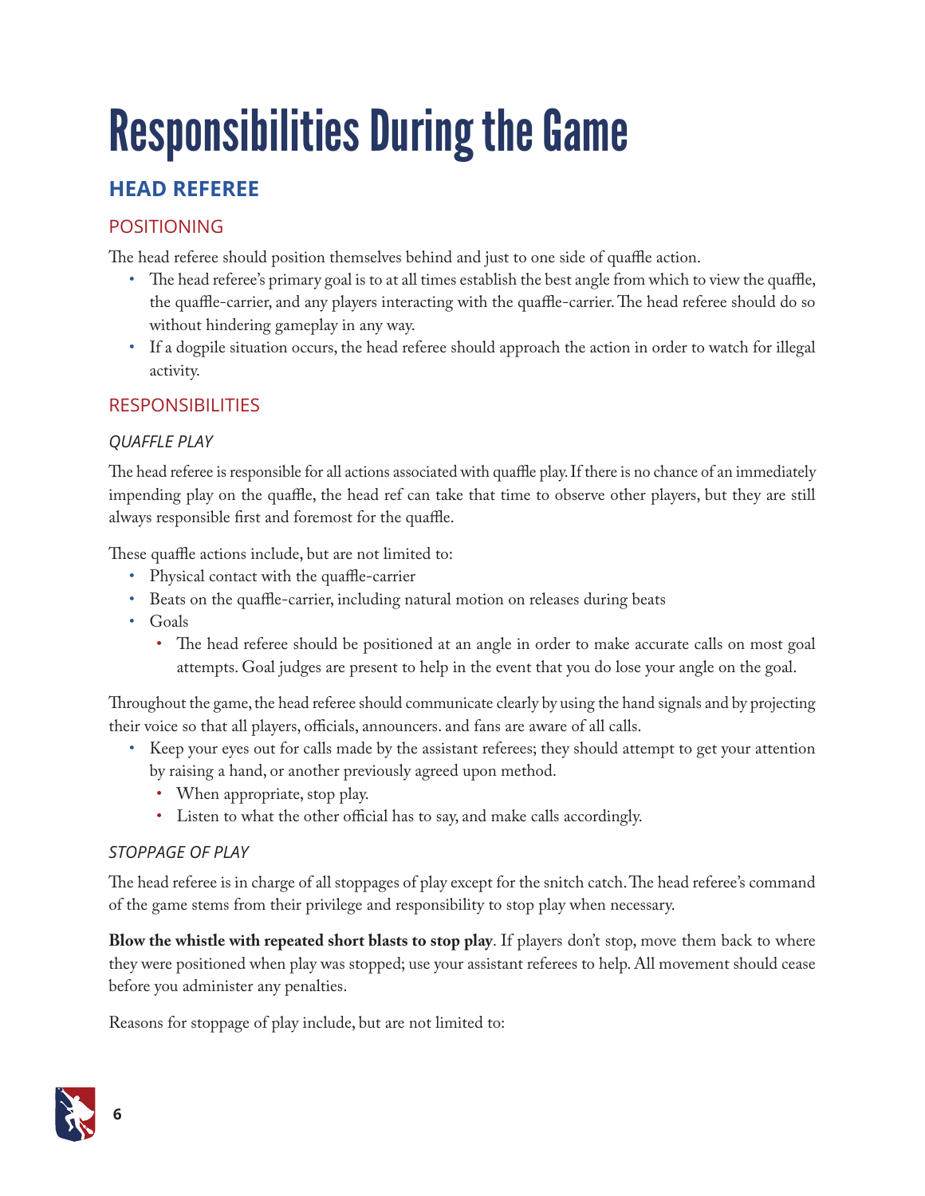# Responsibilities During the Game

## HEAD REFEREE

### POSITIONING

The head referee should position themselves behind and just to one side of quaffle action.

- The head referee's primary goal is to at all times establish the best angle from which to view the quaffle, the quaffle-carrier, and any players interacting with the quaffle-carrier. The head referee should do so without hindering gameplay in any way.
- If a dogpile situation occurs, the head referee should approach the action in order to watch for illegal activity.

### RESPONSIBILITIES

#### *QUAFFLE PLAY*

The head referee is responsible for all actions associated with quaffle play. If there is no chance of an immediately impending play on the quaffle, the head ref can take that time to observe other players, but they are still always responsible first and foremost for the quaffle.

These quaffle actions include, but are not limited to:

- Physical contact with the quaffle-carrier
- Beats on the quaffle-carrier, including natural motion on releases during beats
- Goals
  - The head referee should be positioned at an angle in order to make accurate calls on most goal attempts. Goal judges are present to help in the event that you do lose your angle on the goal.

Throughout the game, the head referee should communicate clearly by using the hand signals and by projecting their voice so that all players, officials, announcers. and fans are aware of all calls.

- Keep your eyes out for calls made by the assistant referees; they should attempt to get your attention by raising a hand, or another previously agreed upon method.
  - When appropriate, stop play.
  - Listen to what the other official has to say, and make calls accordingly.

#### *STOPPAGE OF PLAY*

The head referee is in charge of all stoppages of play except for the snitch catch. The head referee's command of the game stems from their privilege and responsibility to stop play when necessary.

**Blow the whistle with repeated short blasts to stop play**. If players don't stop, move them back to where they were positioned when play was stopped; use your assistant referees to help. All movement should cease before you administer any penalties.

Reasons for stoppage of play include, but are not limited to: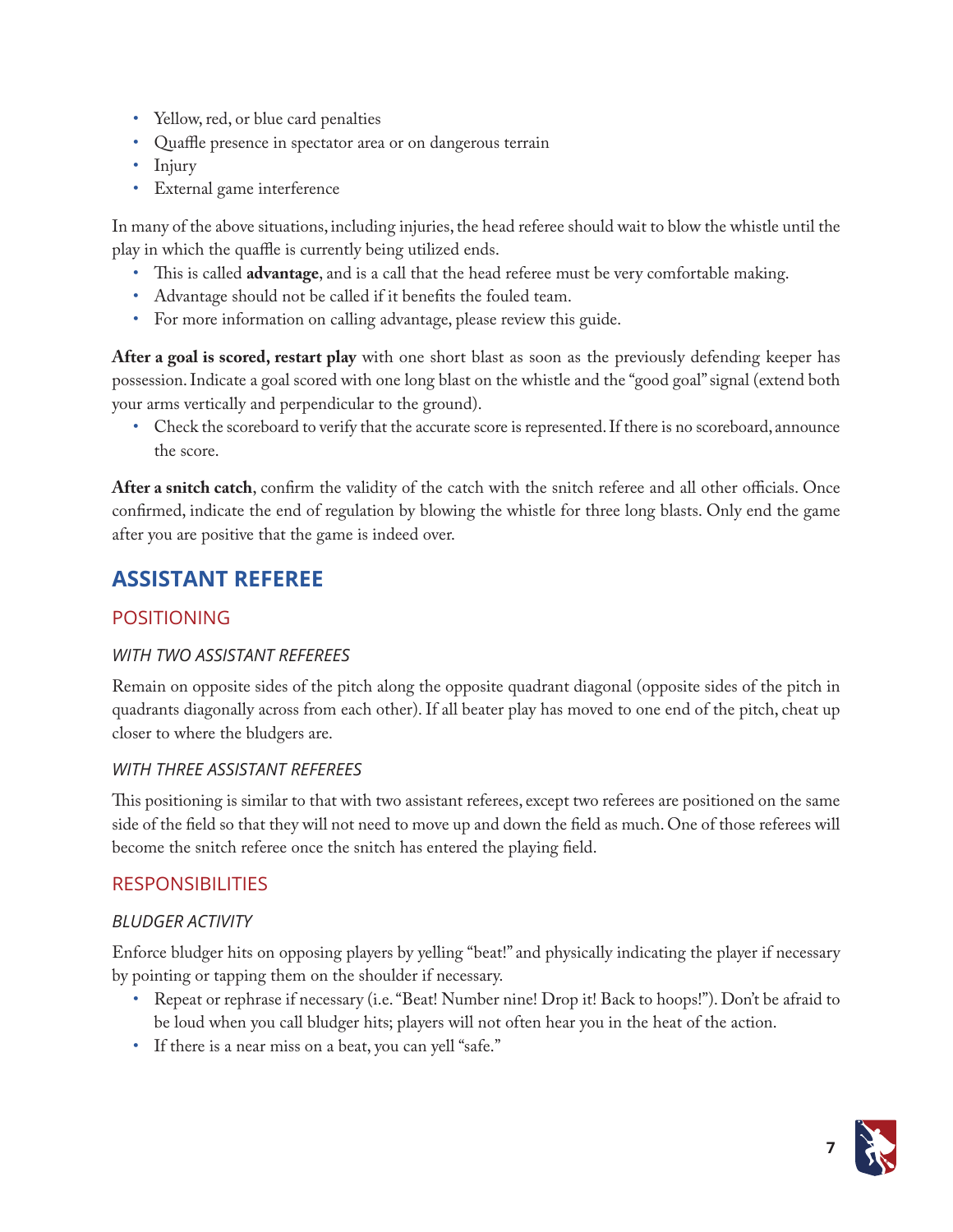- Yellow, red, or blue card penalties
- Quaffle presence in spectator area or on dangerous terrain
- Injury
- External game interference

In many of the above situations, including injuries, the head referee should wait to blow the whistle until the play in which the quaffle is currently being utilized ends.

- This is called **advantage**, and is a call that the head referee must be very comfortable making.
- Advantage should not be called if it benefits the fouled team.
- For more information on calling advantage, please review this guide.

**After a goal is scored, restart play** with one short blast as soon as the previously defending keeper has possession. Indicate a goal scored with one long blast on the whistle and the "good goal" signal (extend both your arms vertically and perpendicular to the ground).

- Check the scoreboard to verify that the accurate score is represented. If there is no scoreboard, announce the score.

**After a snitch catch**, confirm the validity of the catch with the snitch referee and all other officials. Once confirmed, indicate the end of regulation by blowing the whistle for three long blasts. Only end the game after you are positive that the game is indeed over.

## ASSISTANT REFEREE

### POSITIONING

#### *WITH TWO ASSISTANT REFEREES*

Remain on opposite sides of the pitch along the opposite quadrant diagonal (opposite sides of the pitch in quadrants diagonally across from each other). If all beater play has moved to one end of the pitch, cheat up closer to where the bludgers are.

#### *WITH THREE ASSISTANT REFEREES*

This positioning is similar to that with two assistant referees, except two referees are positioned on the same side of the field so that they will not need to move up and down the field as much. One of those referees will become the snitch referee once the snitch has entered the playing field.

### RESPONSIBILITIES

#### *BLUDGER ACTIVITY*

Enforce bludger hits on opposing players by yelling "beat!" and physically indicating the player if necessary by pointing or tapping them on the shoulder if necessary.

- Repeat or rephrase if necessary (i.e. "Beat! Number nine! Drop it! Back to hoops!"). Don't be afraid to be loud when you call bludger hits; players will not often hear you in the heat of the action.
- If there is a near miss on a beat, you can yell "safe."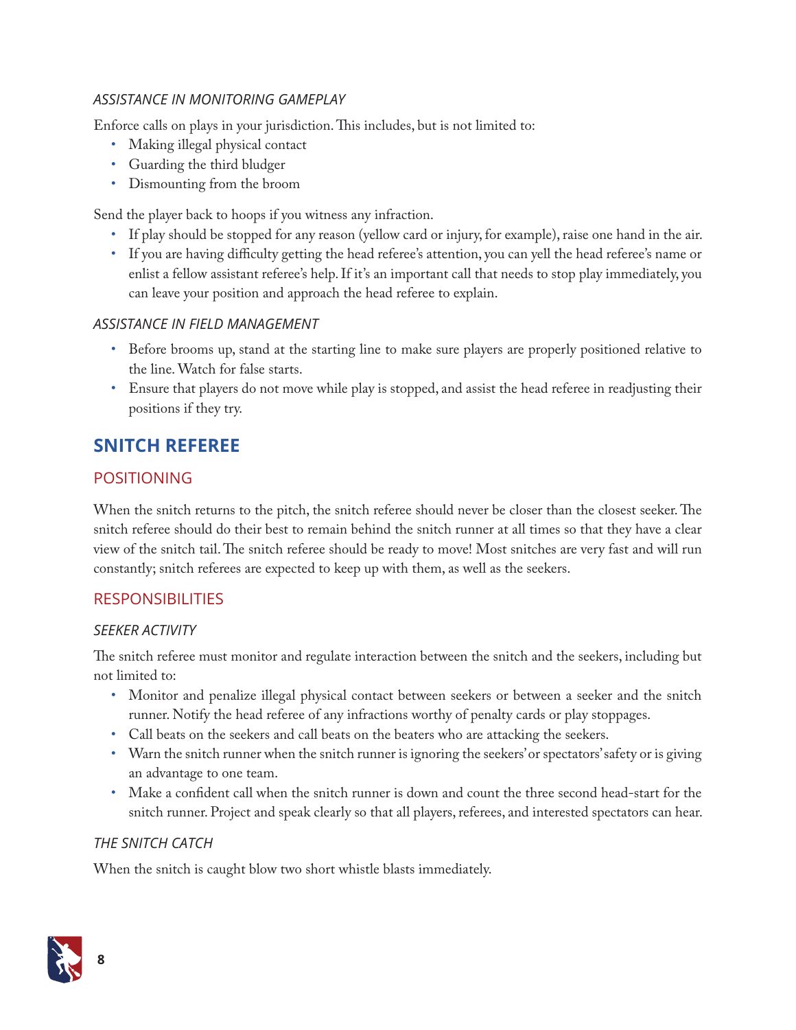#### *ASSISTANCE IN MONITORING GAMEPLAY*

Enforce calls on plays in your jurisdiction. This includes, but is not limited to:

- Making illegal physical contact
- Guarding the third bludger
- Dismounting from the broom

Send the player back to hoops if you witness any infraction.

- If play should be stopped for any reason (yellow card or injury, for example), raise one hand in the air.
- If you are having difficulty getting the head referee's attention, you can yell the head referee's name or enlist a fellow assistant referee's help. If it's an important call that needs to stop play immediately, you can leave your position and approach the head referee to explain.

#### *ASSISTANCE IN FIELD MANAGEMENT*

- Before brooms up, stand at the starting line to make sure players are properly positioned relative to the line. Watch for false starts.
- Ensure that players do not move while play is stopped, and assist the head referee in readjusting their positions if they try.

## SNITCH REFEREE

### POSITIONING

When the snitch returns to the pitch, the snitch referee should never be closer than the closest seeker. The snitch referee should do their best to remain behind the snitch runner at all times so that they have a clear view of the snitch tail. The snitch referee should be ready to move! Most snitches are very fast and will run constantly; snitch referees are expected to keep up with them, as well as the seekers.

### RESPONSIBILITIES

#### *SEEKER ACTIVITY*

The snitch referee must monitor and regulate interaction between the snitch and the seekers, including but not limited to:

- Monitor and penalize illegal physical contact between seekers or between a seeker and the snitch runner. Notify the head referee of any infractions worthy of penalty cards or play stoppages.
- Call beats on the seekers and call beats on the beaters who are attacking the seekers.
- Warn the snitch runner when the snitch runner is ignoring the seekers' or spectators' safety or is giving an advantage to one team.
- Make a confident call when the snitch runner is down and count the three second head-start for the snitch runner. Project and speak clearly so that all players, referees, and interested spectators can hear.

#### *THE SNITCH CATCH*

When the snitch is caught blow two short whistle blasts immediately.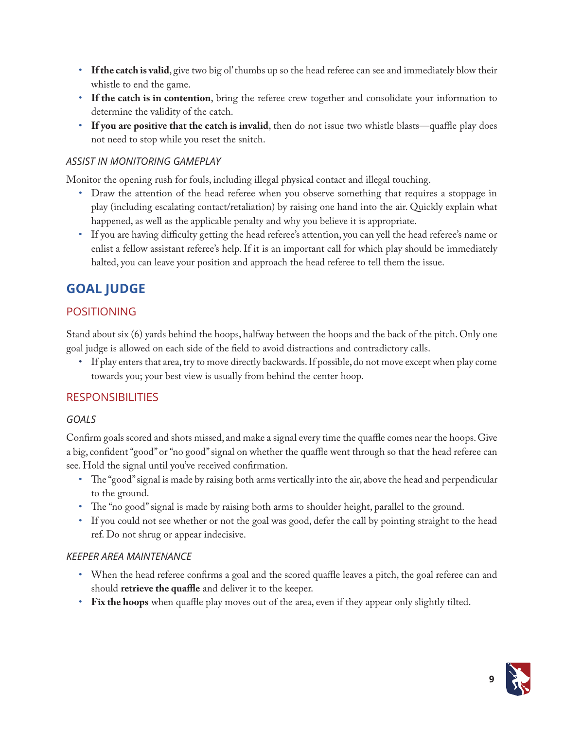- **If the catch is valid**, give two big ol' thumbs up so the head referee can see and immediately blow their whistle to end the game.
- **If the catch is in contention**, bring the referee crew together and consolidate your information to determine the validity of the catch.
- **If you are positive that the catch is invalid**, then do not issue two whistle blasts—quaffle play does not need to stop while you reset the snitch.

#### *ASSIST IN MONITORING GAMEPLAY*

Monitor the opening rush for fouls, including illegal physical contact and illegal touching.

- Draw the attention of the head referee when you observe something that requires a stoppage in play (including escalating contact/retaliation) by raising one hand into the air. Quickly explain what happened, as well as the applicable penalty and why you believe it is appropriate.
- If you are having difficulty getting the head referee's attention, you can yell the head referee's name or enlist a fellow assistant referee's help. If it is an important call for which play should be immediately halted, you can leave your position and approach the head referee to tell them the issue.

## GOAL JUDGE

### POSITIONING

Stand about six (6) yards behind the hoops, halfway between the hoops and the back of the pitch. Only one goal judge is allowed on each side of the field to avoid distractions and contradictory calls.

- If play enters that area, try to move directly backwards. If possible, do not move except when play come towards you; your best view is usually from behind the center hoop.

### RESPONSIBILITIES

#### *GOALS*

Confirm goals scored and shots missed, and make a signal every time the quaffle comes near the hoops. Give a big, confident "good" or "no good" signal on whether the quaffle went through so that the head referee can see. Hold the signal until you've received confirmation.

- The "good" signal is made by raising both arms vertically into the air, above the head and perpendicular to the ground.
- The "no good" signal is made by raising both arms to shoulder height, parallel to the ground.
- If you could not see whether or not the goal was good, defer the call by pointing straight to the head ref. Do not shrug or appear indecisive.

#### *KEEPER AREA MAINTENANCE*

- When the head referee confirms a goal and the scored quaffle leaves a pitch, the goal referee can and should **retrieve the quaffle** and deliver it to the keeper.
- **Fix the hoops** when quaffle play moves out of the area, even if they appear only slightly tilted.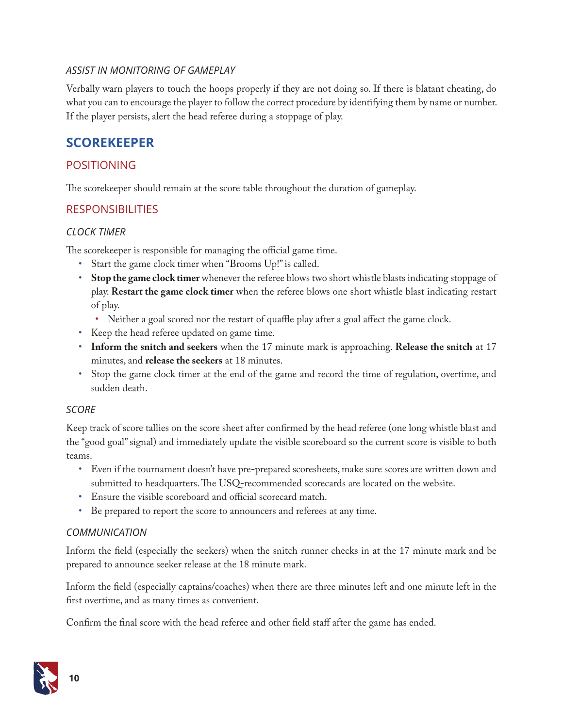#### *ASSIST IN MONITORING OF GAMEPLAY*

Verbally warn players to touch the hoops properly if they are not doing so. If there is blatant cheating, do what you can to encourage the player to follow the correct procedure by identifying them by name or number. If the player persists, alert the head referee during a stoppage of play.

## SCOREKEEPER

### POSITIONING

The scorekeeper should remain at the score table throughout the duration of gameplay.

### RESPONSIBILITIES

#### *CLOCK TIMER*

The scorekeeper is responsible for managing the official game time.

- Start the game clock timer when "Brooms Up!" is called.
- **Stop the game clock timer** whenever the referee blows two short whistle blasts indicating stoppage of play. **Restart the game clock timer** when the referee blows one short whistle blast indicating restart of play.
  - Neither a goal scored nor the restart of quaffle play after a goal affect the game clock.
- Keep the head referee updated on game time.
- **Inform the snitch and seekers** when the 17 minute mark is approaching. **Release the snitch** at 17 minutes, and **release the seekers** at 18 minutes.
- Stop the game clock timer at the end of the game and record the time of regulation, overtime, and sudden death.

#### *SCORE*

Keep track of score tallies on the score sheet after confirmed by the head referee (one long whistle blast and the "good goal" signal) and immediately update the visible scoreboard so the current score is visible to both teams.

- Even if the tournament doesn't have pre-prepared scoresheets, make sure scores are written down and submitted to headquarters. The USQ-recommended scorecards are located on the website.
- Ensure the visible scoreboard and official scorecard match.
- Be prepared to report the score to announcers and referees at any time.

#### *COMMUNICATION*

Inform the field (especially the seekers) when the snitch runner checks in at the 17 minute mark and be prepared to announce seeker release at the 18 minute mark.

Inform the field (especially captains/coaches) when there are three minutes left and one minute left in the first overtime, and as many times as convenient.

Confirm the final score with the head referee and other field staff after the game has ended.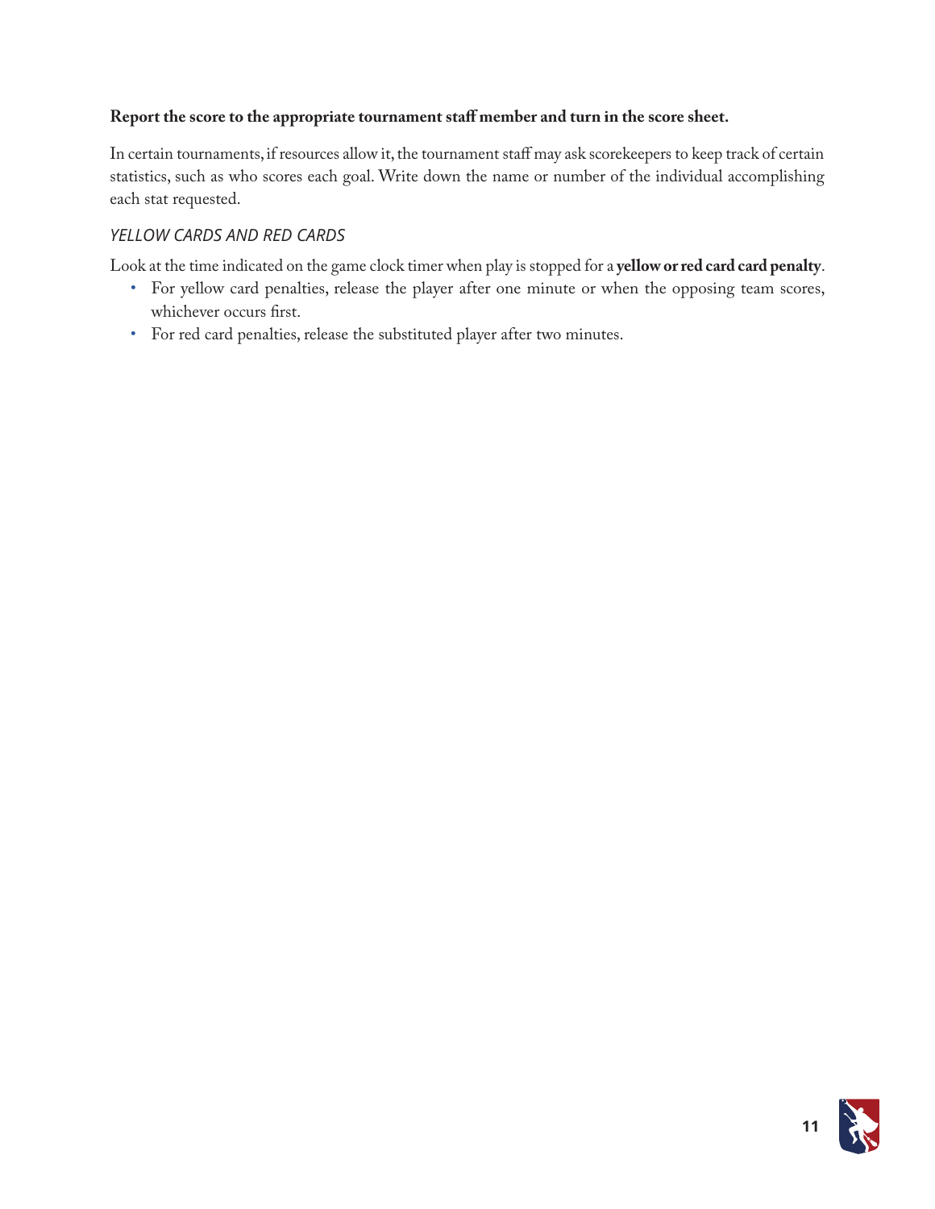**Report the score to the appropriate tournament staff member and turn in the score sheet.**

In certain tournaments, if resources allow it, the tournament staff may ask scorekeepers to keep track of certain statistics, such as who scores each goal. Write down the name or number of the individual accomplishing each stat requested.

### *YELLOW CARDS AND RED CARDS*

Look at the time indicated on the game clock timer when play is stopped for a **yellow or red card card penalty**.

- For yellow card penalties, release the player after one minute or when the opposing team scores, whichever occurs first.
- For red card penalties, release the substituted player after two minutes.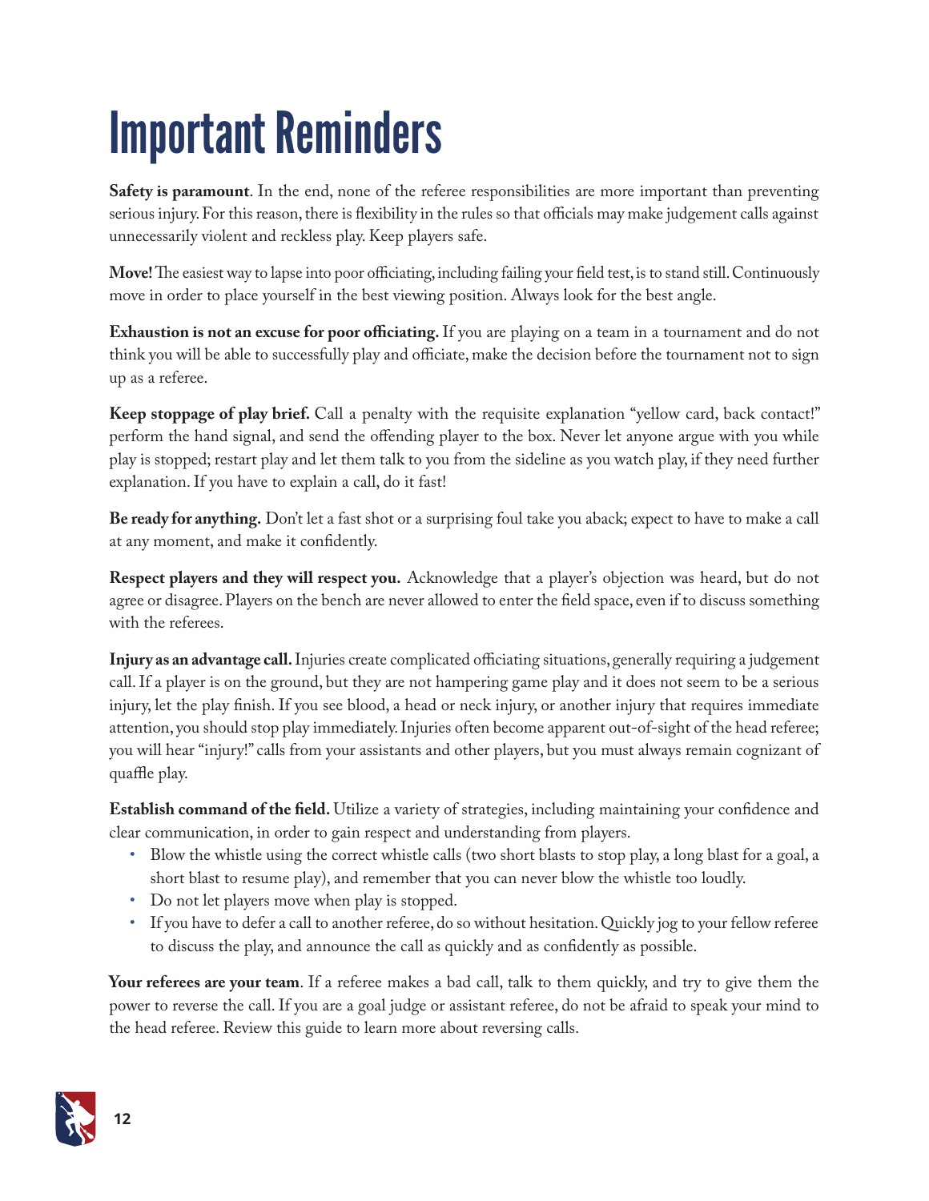# Important Reminders

**Safety is paramount**. In the end, none of the referee responsibilities are more important than preventing serious injury. For this reason, there is flexibility in the rules so that officials may make judgement calls against unnecessarily violent and reckless play. Keep players safe.

**Move!** The easiest way to lapse into poor officiating, including failing your field test, is to stand still. Continuously move in order to place yourself in the best viewing position. Always look for the best angle.

**Exhaustion is not an excuse for poor officiating.** If you are playing on a team in a tournament and do not think you will be able to successfully play and officiate, make the decision before the tournament not to sign up as a referee.

**Keep stoppage of play brief.** Call a penalty with the requisite explanation "yellow card, back contact!" perform the hand signal, and send the offending player to the box. Never let anyone argue with you while play is stopped; restart play and let them talk to you from the sideline as you watch play, if they need further explanation. If you have to explain a call, do it fast!

**Be ready for anything.** Don't let a fast shot or a surprising foul take you aback; expect to have to make a call at any moment, and make it confidently.

**Respect players and they will respect you.** Acknowledge that a player's objection was heard, but do not agree or disagree. Players on the bench are never allowed to enter the field space, even if to discuss something with the referees.

**Injury as an advantage call.** Injuries create complicated officiating situations, generally requiring a judgement call. If a player is on the ground, but they are not hampering game play and it does not seem to be a serious injury, let the play finish. If you see blood, a head or neck injury, or another injury that requires immediate attention, you should stop play immediately. Injuries often become apparent out-of-sight of the head referee; you will hear "injury!" calls from your assistants and other players, but you must always remain cognizant of quaffle play.

**Establish command of the field.** Utilize a variety of strategies, including maintaining your confidence and clear communication, in order to gain respect and understanding from players.

- Blow the whistle using the correct whistle calls (two short blasts to stop play, a long blast for a goal, a short blast to resume play), and remember that you can never blow the whistle too loudly.
- Do not let players move when play is stopped.
- If you have to defer a call to another referee, do so without hesitation. Quickly jog to your fellow referee to discuss the play, and announce the call as quickly and as confidently as possible.

**Your referees are your team**. If a referee makes a bad call, talk to them quickly, and try to give them the power to reverse the call. If you are a goal judge or assistant referee, do not be afraid to speak your mind to the head referee. Review this guide to learn more about reversing calls.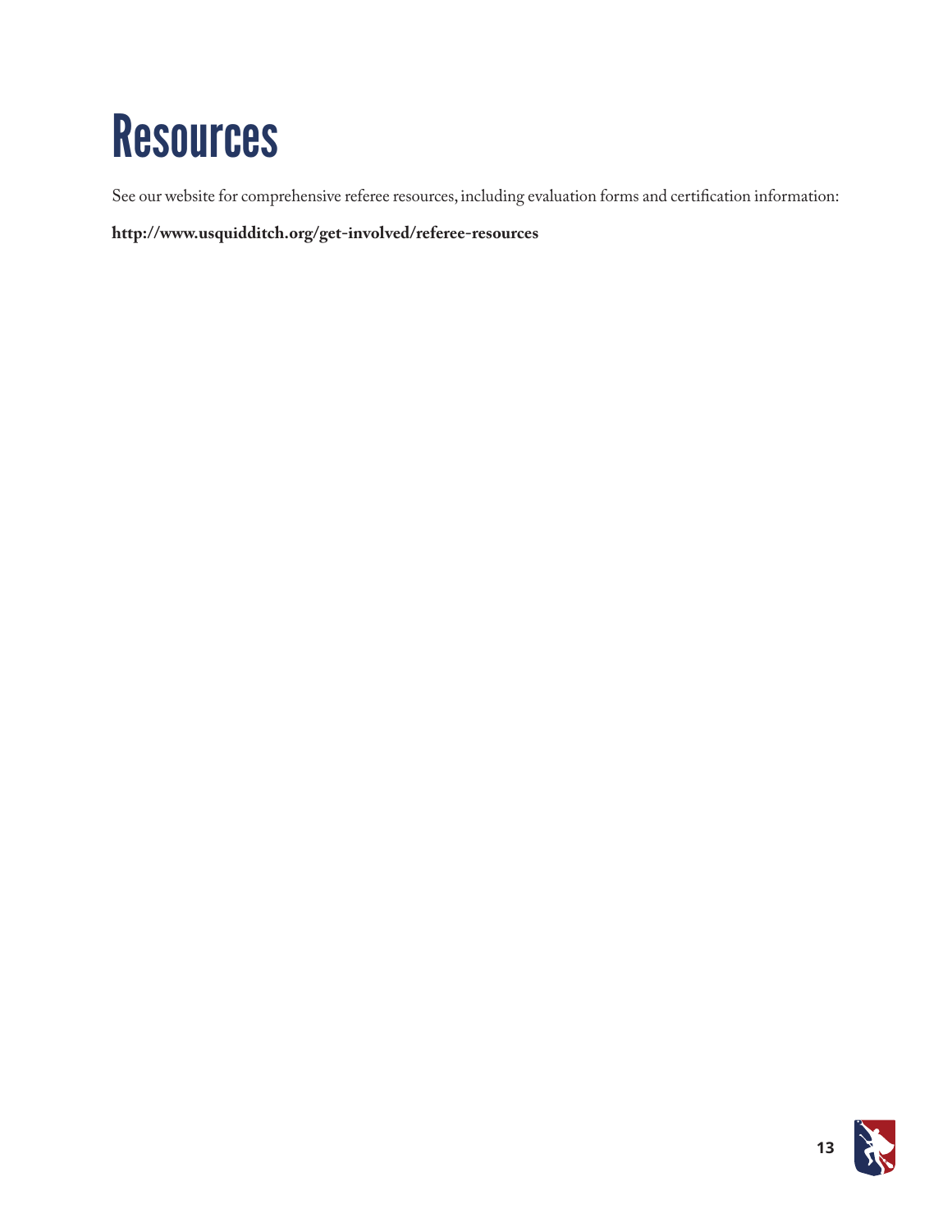# Resources

See our website for comprehensive referee resources, including evaluation forms and certification information:

**http://www.usquidditch.org/get-involved/referee-resources**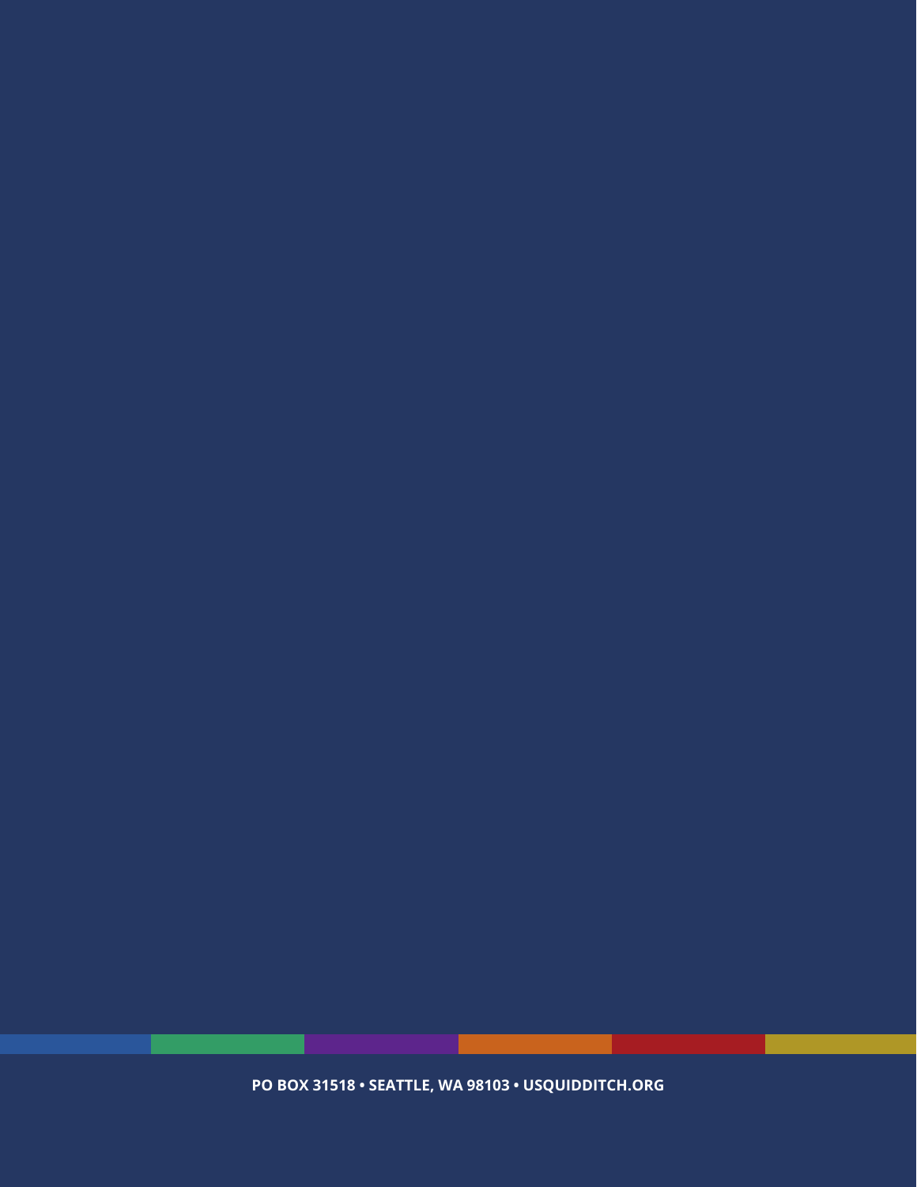PO BOX 31518 • SEATTLE, WA 98103 • USQUIDDITCH.ORG